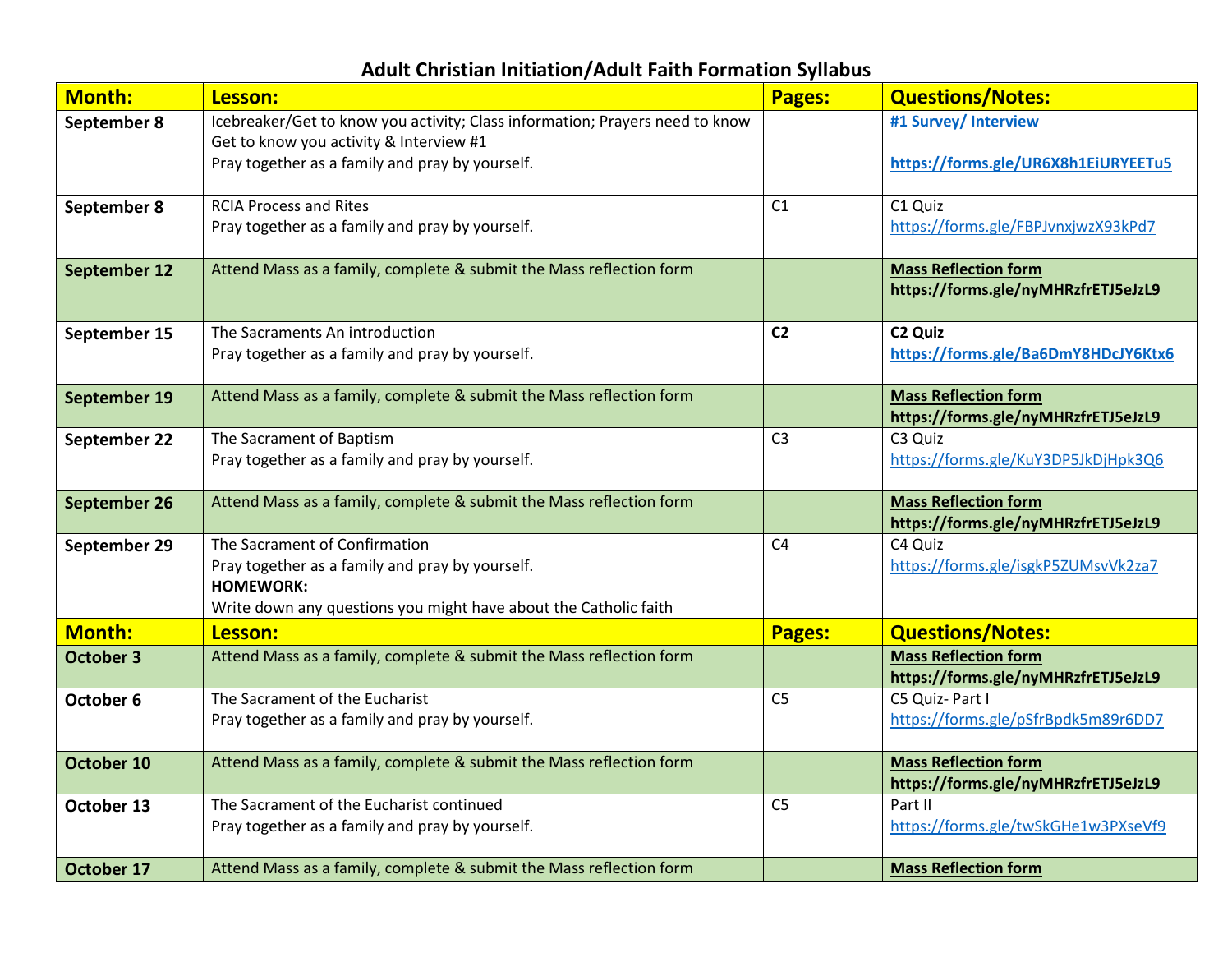# Adult Christian Initiation/Adult Faith Formation Syllabus

| Month: | Lesson: | Pages: | Questions/Notes: |
|---|---|---|---|
| **September 8** | Icebreaker/Get to know you activity; Class information; Prayers need to know<br>Get to know you activity & Interview #1<br>Pray together as a family and pray by yourself. | | **#1 Survey/ Interview**<br><br>**https://forms.gle/UR6X8h1EiURYEETu5** |
| **September 8** | RCIA Process and Rites<br>Pray together as a family and pray by yourself. | C1 | C1 Quiz<br>https://forms.gle/FBPJvnxjwzX93kPd7 |
| **September 12** | Attend Mass as a family, complete & submit the Mass reflection form | | **Mass Reflection form**<br>**https://forms.gle/nyMHRzfrETJ5eJzL9** |
| **September 15** | The Sacraments An introduction<br>Pray together as a family and pray by yourself. | **C2** | **C2 Quiz**<br>**https://forms.gle/Ba6DmY8HDcJY6Ktx6** |
| **September 19** | Attend Mass as a family, complete & submit the Mass reflection form | | **Mass Reflection form**<br>**https://forms.gle/nyMHRzfrETJ5eJzL9** |
| **September 22** | The Sacrament of Baptism<br>Pray together as a family and pray by yourself. | C3 | C3 Quiz<br>https://forms.gle/KuY3DP5JkDjHpk3Q6 |
| **September 26** | Attend Mass as a family, complete & submit the Mass reflection form | | **Mass Reflection form**<br>**https://forms.gle/nyMHRzfrETJ5eJzL9** |
| **September 29** | The Sacrament of Confirmation<br>Pray together as a family and pray by yourself.<br>**HOMEWORK:**<br>Write down any questions you might have about the Catholic faith | C4 | C4 Quiz<br>https://forms.gle/isgkP5ZUMsvVk2za7 |
| **Month:** | **Lesson:** | **Pages:** | **Questions/Notes:** |
| **October 3** | Attend Mass as a family, complete & submit the Mass reflection form | | **Mass Reflection form**<br>**https://forms.gle/nyMHRzfrETJ5eJzL9** |
| **October 6** | The Sacrament of the Eucharist<br>Pray together as a family and pray by yourself. | C5 | C5 Quiz- Part I<br>https://forms.gle/pSfrBpdk5m89r6DD7 |
| **October 10** | Attend Mass as a family, complete & submit the Mass reflection form | | **Mass Reflection form**<br>**https://forms.gle/nyMHRzfrETJ5eJzL9** |
| **October 13** | The Sacrament of the Eucharist continued<br>Pray together as a family and pray by yourself. | C5 | Part II<br>https://forms.gle/twSkGHe1w3PXseVf9 |
| **October 17** | Attend Mass as a family, complete & submit the Mass reflection form | | **Mass Reflection form** |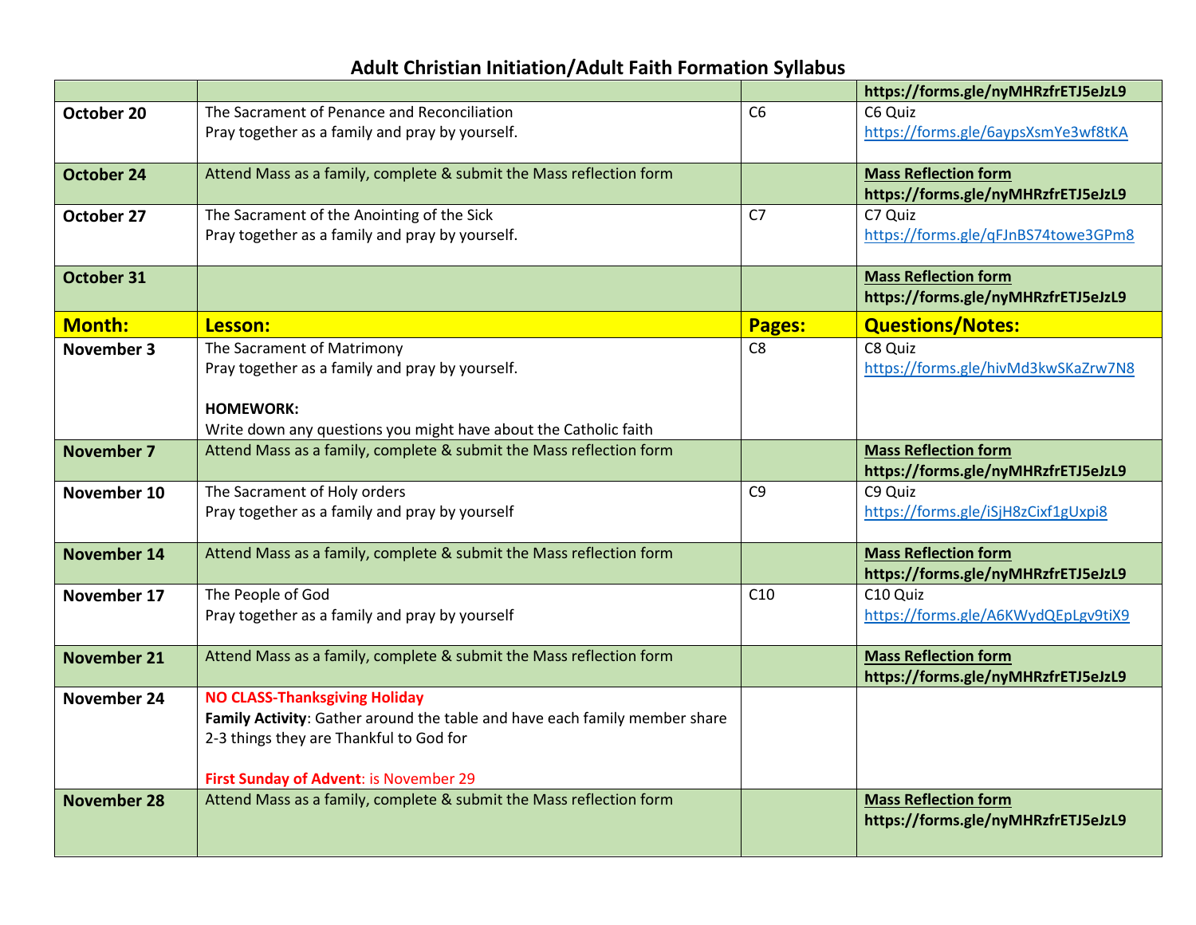# Adult Christian Initiation/Adult Faith Formation Syllabus

| | | | |
|---|---|---|---|
| | | | **https://forms.gle/nyMHRzfrETJ5eJzL9** |
| **October 20** | The Sacrament of Penance and Reconciliation<br>Pray together as a family and pray by yourself. | C6 | C6 Quiz<br>https://forms.gle/6aypsXsmYe3wf8tKA |
| **October 24** | Attend Mass as a family, complete & submit the Mass reflection form | | **Mass Reflection form**<br>**https://forms.gle/nyMHRzfrETJ5eJzL9** |
| **October 27** | The Sacrament of the Anointing of the Sick<br>Pray together as a family and pray by yourself. | C7 | C7 Quiz<br>https://forms.gle/qFJnBS74towe3GPm8 |
| **October 31** | | | **Mass Reflection form**<br>**https://forms.gle/nyMHRzfrETJ5eJzL9** |
| **Month:** | **Lesson:** | **Pages:** | **Questions/Notes:** |
| **November 3** | The Sacrament of Matrimony<br>Pray together as a family and pray by yourself.<br><br>**HOMEWORK:**<br>Write down any questions you might have about the Catholic faith | C8 | C8 Quiz<br>https://forms.gle/hivMd3kwSKaZrw7N8 |
| **November 7** | Attend Mass as a family, complete & submit the Mass reflection form | | **Mass Reflection form**<br>**https://forms.gle/nyMHRzfrETJ5eJzL9** |
| **November 10** | The Sacrament of Holy orders<br>Pray together as a family and pray by yourself | C9 | C9 Quiz<br>https://forms.gle/iSjH8zCixf1gUxpi8 |
| **November 14** | Attend Mass as a family, complete & submit the Mass reflection form | | **Mass Reflection form**<br>**https://forms.gle/nyMHRzfrETJ5eJzL9** |
| **November 17** | The People of God<br>Pray together as a family and pray by yourself | C10 | C10 Quiz<br>https://forms.gle/A6KWydQEpLgv9tiX9 |
| **November 21** | Attend Mass as a family, complete & submit the Mass reflection form | | **Mass Reflection form**<br>**https://forms.gle/nyMHRzfrETJ5eJzL9** |
| **November 24** | **NO CLASS-Thanksgiving Holiday**<br>**Family Activity**: Gather around the table and have each family member share 2-3 things they are Thankful to God for<br><br>**First Sunday of Advent**: is November 29 | | |
| **November 28** | Attend Mass as a family, complete & submit the Mass reflection form | | **Mass Reflection form**<br>**https://forms.gle/nyMHRzfrETJ5eJzL9** |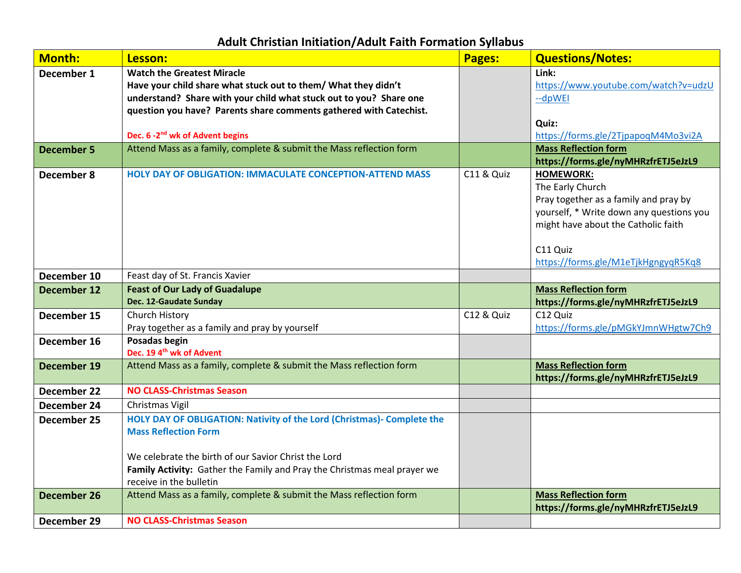# Adult Christian Initiation/Adult Faith Formation Syllabus

| Month: | Lesson: | Pages: | Questions/Notes: |
|---|---|---|---|
| **December 1** | **Watch the Greatest Miracle**<br>**Have your child share what stuck out to them/ What they didn't understand? Share with your child what stuck out to you? Share one question you have? Parents share comments gathered with Catechist.**<br><br>**Dec. 6 -2nd wk of Advent begins** | | **Link:**<br>https://www.youtube.com/watch?v=udzU--dpWEI<br><br>**Quiz:**<br>https://forms.gle/2TjpapoqM4Mo3vi2A |
| **December 5** | Attend Mass as a family, complete & submit the Mass reflection form | | **Mass Reflection form**<br>**https://forms.gle/nyMHRzfrETJ5eJzL9** |
| **December 8** | **HOLY DAY OF OBLIGATION: IMMACULATE CONCEPTION-ATTEND MASS** | C11 & Quiz | **HOMEWORK:**<br>The Early Church<br>Pray together as a family and pray by yourself, * Write down any questions you might have about the Catholic faith<br><br>C11 Quiz<br>https://forms.gle/M1eTjkHgngyqR5Kq8 |
| **December 10** | Feast day of St. Francis Xavier | | |
| **December 12** | **Feast of Our Lady of Guadalupe**<br>**Dec. 12-Gaudate Sunday** | | **Mass Reflection form**<br>**https://forms.gle/nyMHRzfrETJ5eJzL9** |
| **December 15** | Church History<br>Pray together as a family and pray by yourself | C12 & Quiz | C12 Quiz<br>https://forms.gle/pMGkYJmnWHgtw7Ch9 |
| **December 16** | **Posadas begin**<br>**Dec. 19 4th wk of Advent** | | |
| **December 19** | Attend Mass as a family, complete & submit the Mass reflection form | | **Mass Reflection form**<br>**https://forms.gle/nyMHRzfrETJ5eJzL9** |
| **December 22** | **NO CLASS-Christmas Season** | | |
| **December 24** | Christmas Vigil | | |
| **December 25** | **HOLY DAY OF OBLIGATION: Nativity of the Lord (Christmas)- Complete the Mass Reflection Form**<br><br>We celebrate the birth of our Savior Christ the Lord<br>**Family Activity:** Gather the Family and Pray the Christmas meal prayer we receive in the bulletin | | |
| **December 26** | Attend Mass as a family, complete & submit the Mass reflection form | | **Mass Reflection form**<br>**https://forms.gle/nyMHRzfrETJ5eJzL9** |
| **December 29** | **NO CLASS-Christmas Season** | | |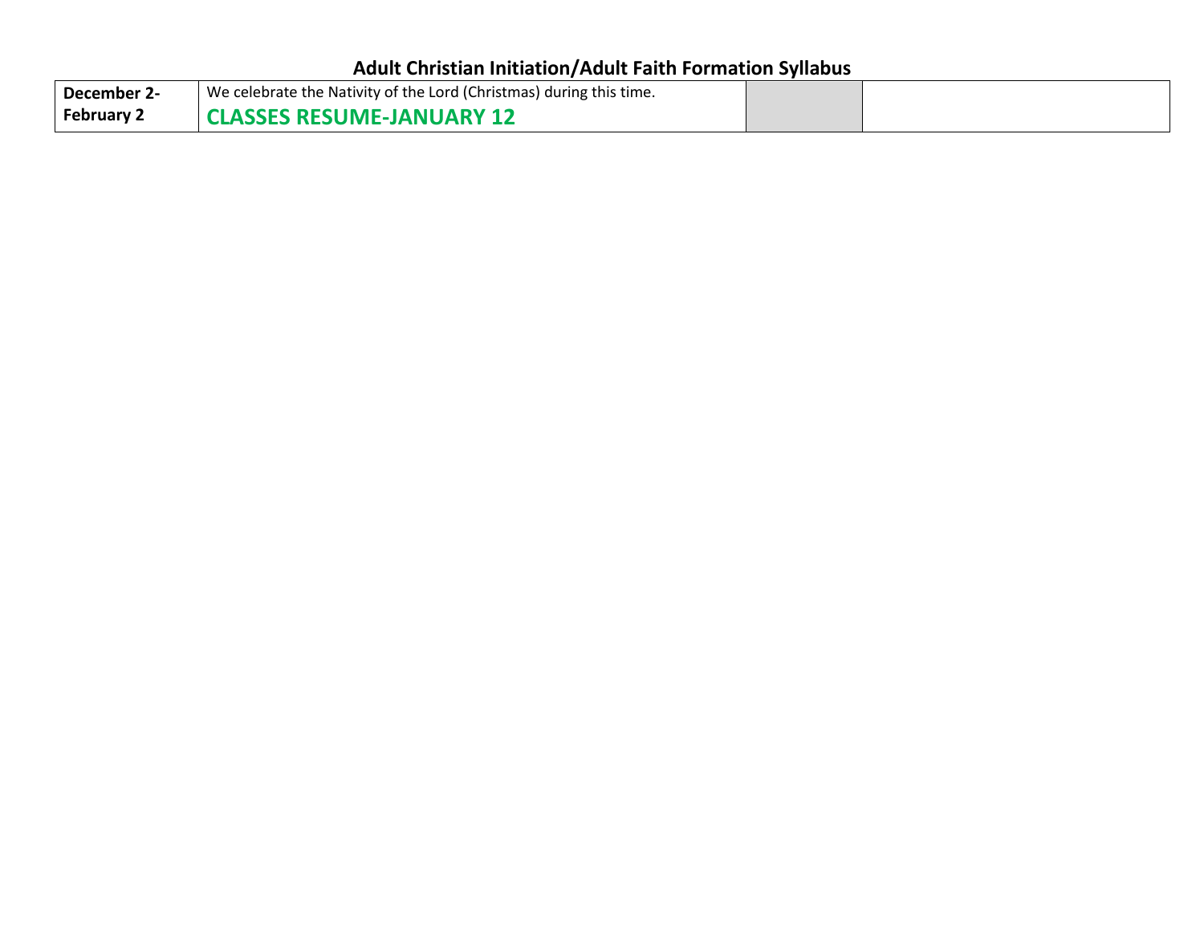## Adult Christian Initiation/Adult Faith Formation Syllabus

| | | | |
|---|---|---|---|
| **December 2-February 2** | We celebrate the Nativity of the Lord (Christmas) during this time.<br>**CLASSES RESUME-JANUARY 12** | | |